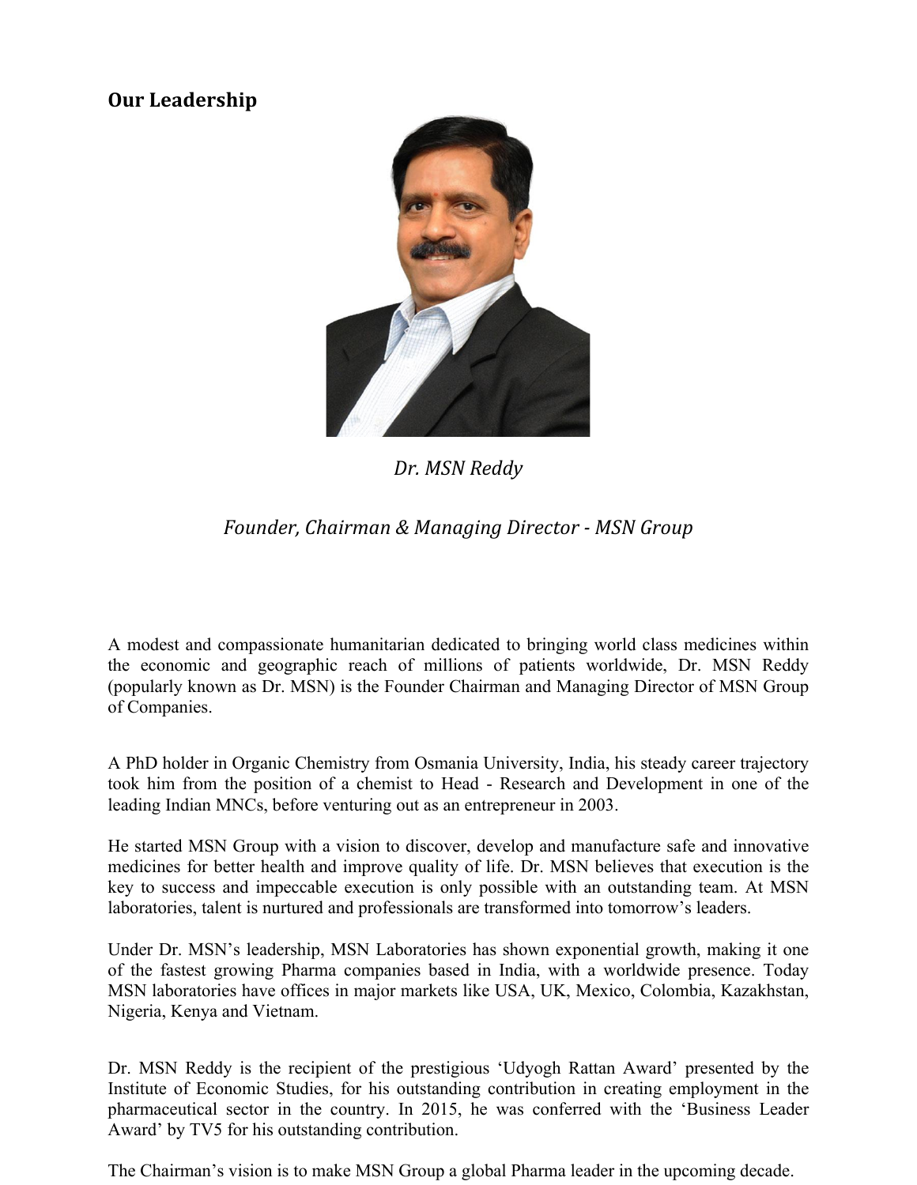## Our Leadership

*Dr. MSN Reddy*

*Founder, Chairman & Managing Director - MSN Group*

A modest and compassionate humanitarian dedicated to bringing world class medicines within the economic and geographic reach of millions of patients worldwide, Dr. MSN Reddy (popularly known as Dr. MSN) is the Founder Chairman and Managing Director of MSN Group of Companies.

A PhD holder in Organic Chemistry from Osmania University, India, his steady career trajectory took him from the position of a chemist to Head - Research and Development in one of the leading Indian MNCs, before venturing out as an entrepreneur in 2003.

He started MSN Group with a vision to discover, develop and manufacture safe and innovative medicines for better health and improve quality of life. Dr. MSN believes that execution is the key to success and impeccable execution is only possible with an outstanding team. At MSN laboratories, talent is nurtured and professionals are transformed into tomorrow's leaders.

Under Dr. MSN's leadership, MSN Laboratories has shown exponential growth, making it one of the fastest growing Pharma companies based in India, with a worldwide presence. Today MSN laboratories have offices in major markets like USA, UK, Mexico, Colombia, Kazakhstan, Nigeria, Kenya and Vietnam.

Dr. MSN Reddy is the recipient of the prestigious 'Udyogh Rattan Award' presented by the Institute of Economic Studies, for his outstanding contribution in creating employment in the pharmaceutical sector in the country. In 2015, he was conferred with the 'Business Leader Award' by TV5 for his outstanding contribution.

The Chairman's vision is to make MSN Group a global Pharma leader in the upcoming decade.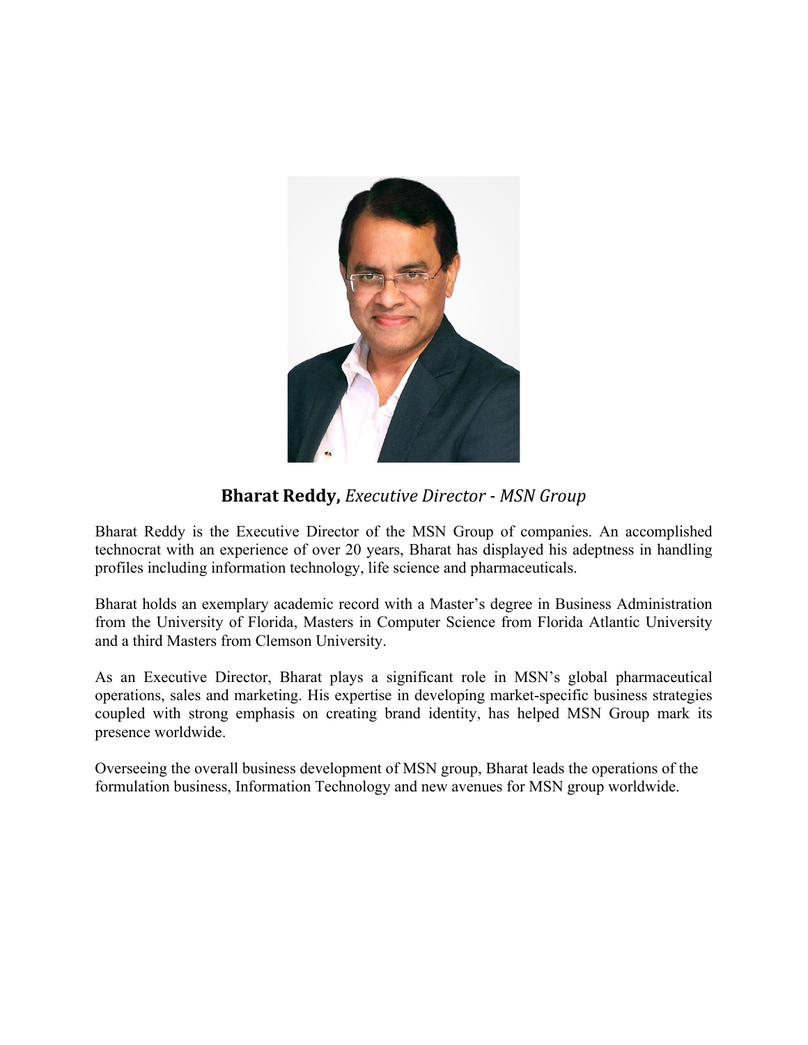**Bharat Reddy,** *Executive Director - MSN Group*

Bharat Reddy is the Executive Director of the MSN Group of companies. An accomplished technocrat with an experience of over 20 years, Bharat has displayed his adeptness in handling profiles including information technology, life science and pharmaceuticals.

Bharat holds an exemplary academic record with a Master's degree in Business Administration from the University of Florida, Masters in Computer Science from Florida Atlantic University and a third Masters from Clemson University.

As an Executive Director, Bharat plays a significant role in MSN's global pharmaceutical operations, sales and marketing. His expertise in developing market-specific business strategies coupled with strong emphasis on creating brand identity, has helped MSN Group mark its presence worldwide.

Overseeing the overall business development of MSN group, Bharat leads the operations of the formulation business, Information Technology and new avenues for MSN group worldwide.